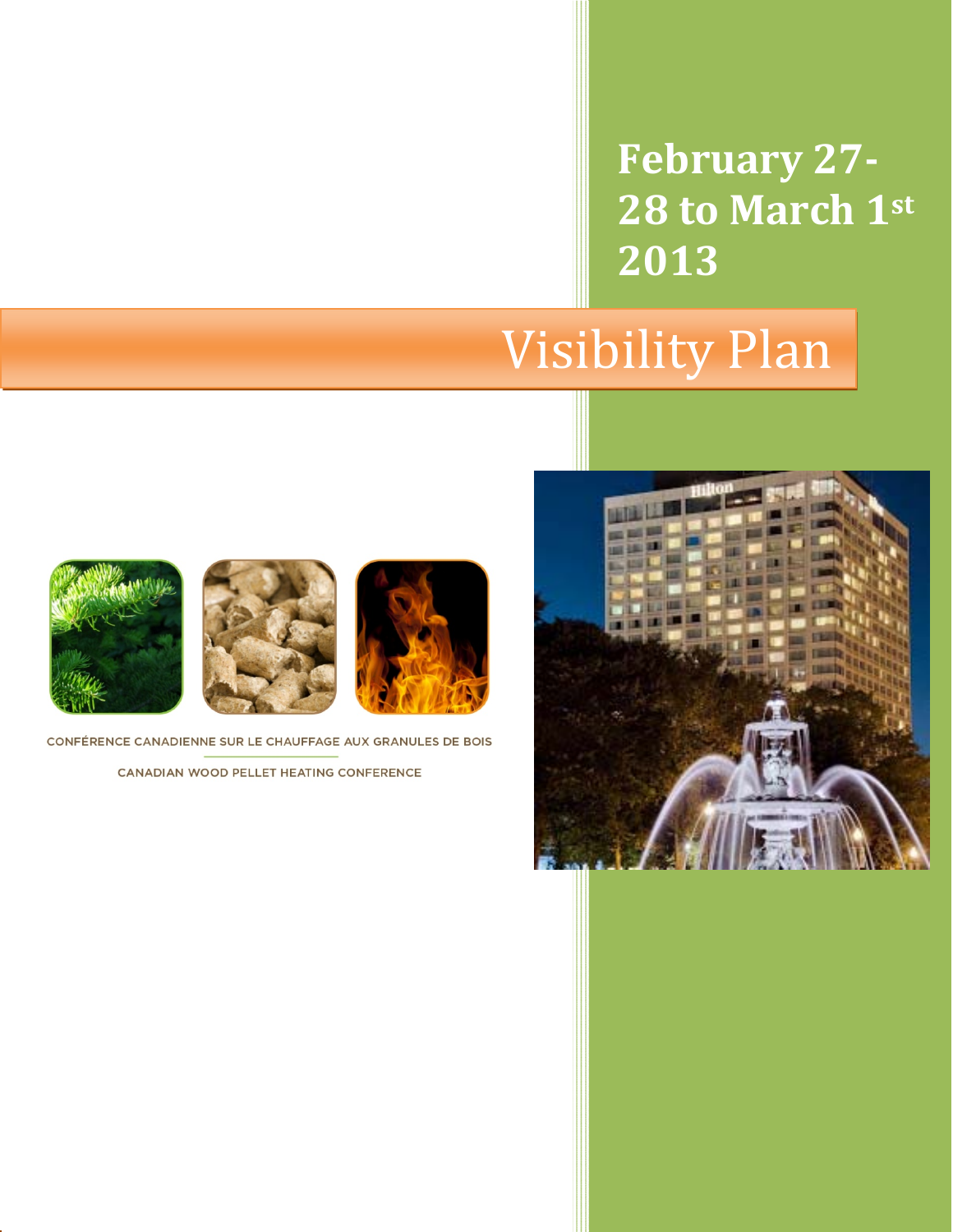# February 27-28 to March 1st 2013

# Visibility Plan

CONFÉRENCE CANADIENNE SUR LE CHAUFFAGE AUX GRANULES DE BOIS

CANADIAN WOOD PELLET HEATING CONFERENCE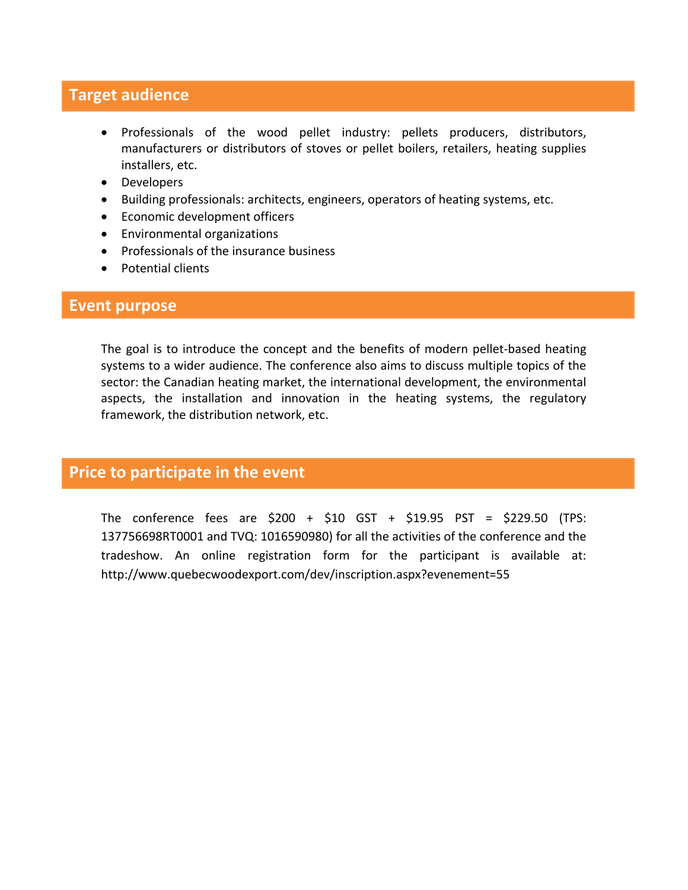## Target audience

- Professionals of the wood pellet industry: pellets producers, distributors, manufacturers or distributors of stoves or pellet boilers, retailers, heating supplies installers, etc.
- Developers
- Building professionals: architects, engineers, operators of heating systems, etc.
- Economic development officers
- Environmental organizations
- Professionals of the insurance business
- Potential clients

## Event purpose

The goal is to introduce the concept and the benefits of modern pellet-based heating systems to a wider audience. The conference also aims to discuss multiple topics of the sector: the Canadian heating market, the international development, the environmental aspects, the installation and innovation in the heating systems, the regulatory framework, the distribution network, etc.

## Price to participate in the event

The conference fees are $200 + $10 GST + $19.95 PST = $229.50 (TPS: 137756698RT0001 and TVQ: 1016590980) for all the activities of the conference and the tradeshow. An online registration form for the participant is available at: http://www.quebecwoodexport.com/dev/inscription.aspx?evenement=55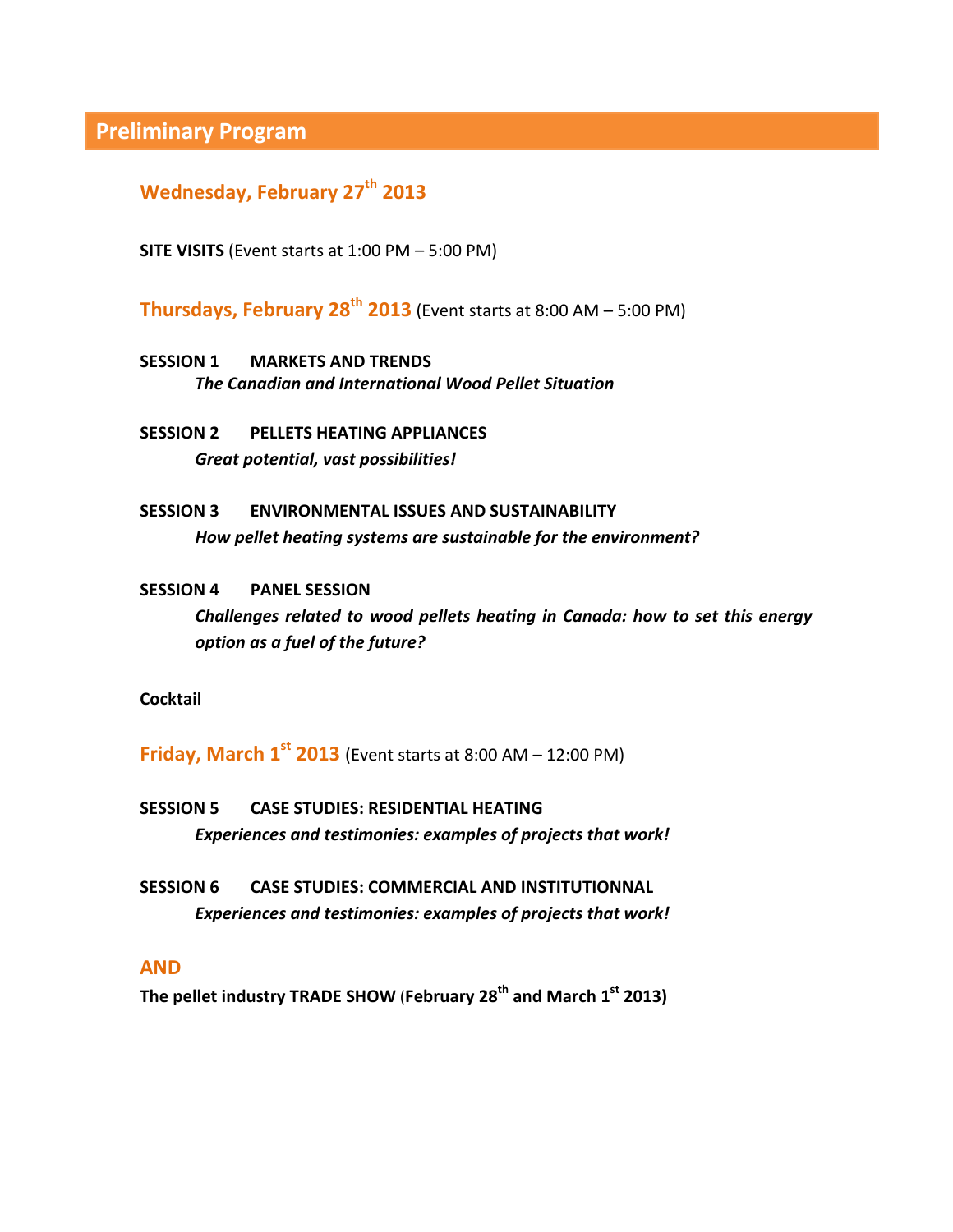# Preliminary Program

## Wednesday, February 27th 2013

**SITE VISITS** (Event starts at 1:00 PM – 5:00 PM)

## Thursdays, February 28th 2013 (Event starts at 8:00 AM – 5:00 PM)

**SESSION 1 MARKETS AND TRENDS**
***The Canadian and International Wood Pellet Situation***

**SESSION 2 PELLETS HEATING APPLIANCES**
***Great potential, vast possibilities!***

**SESSION 3 ENVIRONMENTAL ISSUES AND SUSTAINABILITY**
***How pellet heating systems are sustainable for the environment?***

**SESSION 4 PANEL SESSION**
***Challenges related to wood pellets heating in Canada: how to set this energy option as a fuel of the future?***

**Cocktail**

## Friday, March 1st 2013 (Event starts at 8:00 AM – 12:00 PM)

**SESSION 5 CASE STUDIES: RESIDENTIAL HEATING**
***Experiences and testimonies: examples of projects that work!***

**SESSION 6 CASE STUDIES: COMMERCIAL AND INSTITUTIONNAL**
***Experiences and testimonies: examples of projects that work!***

## AND

**The pellet industry TRADE SHOW (February 28th and March 1st 2013)**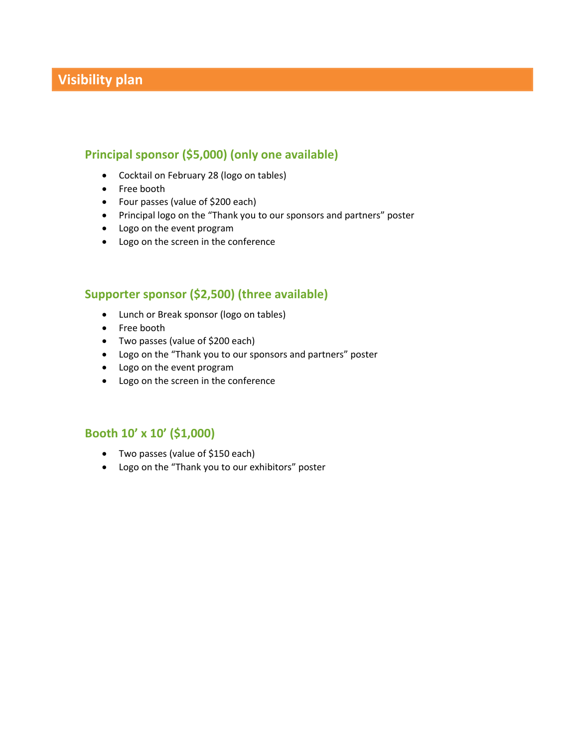# Visibility plan

## Principal sponsor ($5,000) (only one available)

- Cocktail on February 28 (logo on tables)
- Free booth
- Four passes (value of $200 each)
- Principal logo on the “Thank you to our sponsors and partners” poster
- Logo on the event program
- Logo on the screen in the conference

## Supporter sponsor ($2,500) (three available)

- Lunch or Break sponsor (logo on tables)
- Free booth
- Two passes (value of $200 each)
- Logo on the “Thank you to our sponsors and partners” poster
- Logo on the event program
- Logo on the screen in the conference

## Booth 10’ x 10’ ($1,000)

- Two passes (value of $150 each)
- Logo on the “Thank you to our exhibitors” poster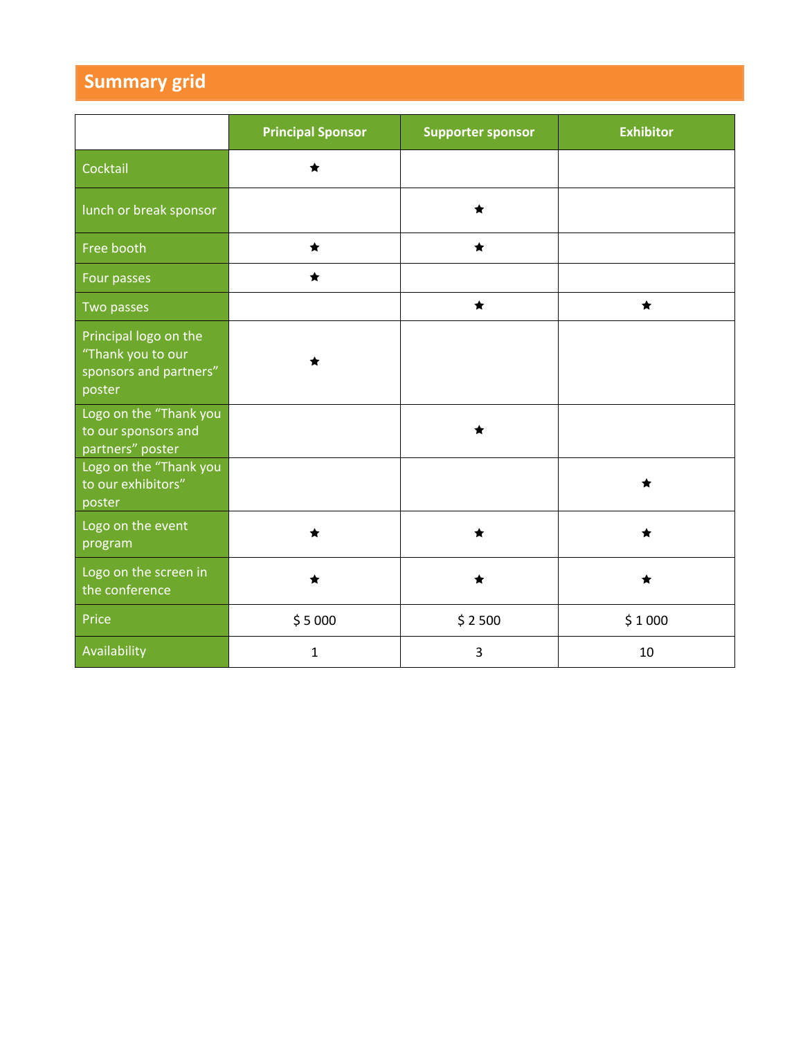## Summary grid

| | Principal Sponsor | Supporter sponsor | Exhibitor |
|---|---|---|---|
| Cocktail | ★ | | |
| lunch or break sponsor | | ★ | |
| Free booth | ★ | ★ | |
| Four passes | ★ | | |
| Two passes | | ★ | ★ |
| Principal logo on the "Thank you to our sponsors and partners" poster | ★ | | |
| Logo on the "Thank you to our sponsors and partners" poster | | ★ | |
| Logo on the "Thank you to our exhibitors" poster | | | ★ |
| Logo on the event program | ★ | ★ | ★ |
| Logo on the screen in the conference | ★ | ★ | ★ |
| Price | $ 5 000 | $ 2 500 | $ 1 000 |
| Availability | 1 | 3 | 10 |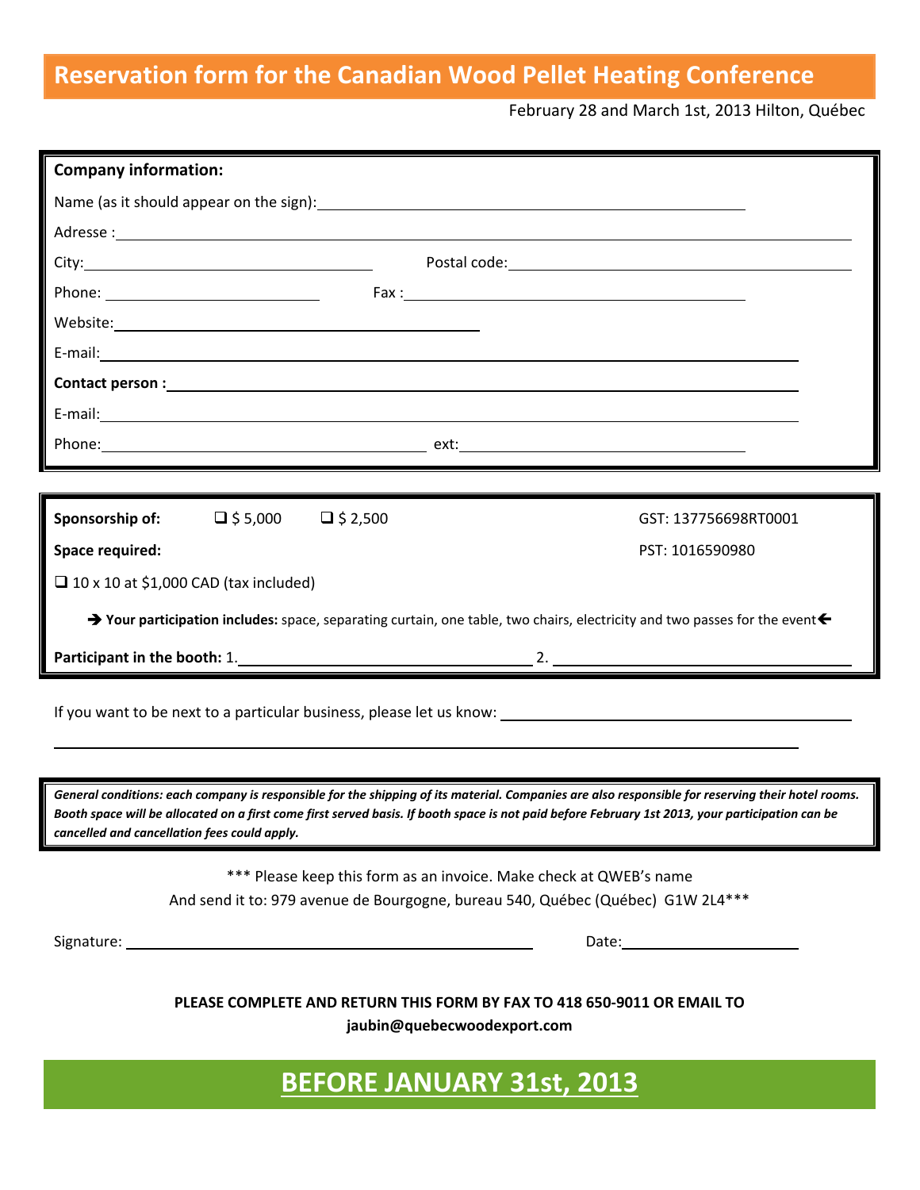# Reservation form for the Canadian Wood Pellet Heating Conference

February 28 and March 1st, 2013 Hilton, Québec

**Company information:**

Name (as it should appear on the sign): ____________________

Adresse : ____________________

City: ____________________ Postal code: ____________________

Phone: ____________________ Fax : ____________________

Website: ____________________

E-mail: ____________________

**Contact person :** ____________________

E-mail: ____________________

Phone: ____________________ ext: ____________________

---

**Sponsorship of:** ❑ $ 5,000 ❑ $ 2,500 GST: 137756698RT0001

**Space required:** PST: 1016590980

❑ 10 x 10 at $1,000 CAD (tax included)

➔ **Your participation includes:** space, separating curtain, one table, two chairs, electricity and two passes for the event ←

**Participant in the booth:** 1. ____________________ 2. ____________________

---

If you want to be next to a particular business, please let us know: ____________________

____________________

***General conditions: each company is responsible for the shipping of its material. Companies are also responsible for reserving their hotel rooms. Booth space will be allocated on a first come first served basis. If booth space is not paid before February 1st 2013, your participation can be cancelled and cancellation fees could apply.***

*** Please keep this form as an invoice. Make check at QWEB's name
And send it to: 979 avenue de Bourgogne, bureau 540, Québec (Québec) G1W 2L4***

Signature: ____________________ Date: ____________________

**PLEASE COMPLETE AND RETURN THIS FORM BY FAX TO 418 650-9011 OR EMAIL TO jaubin@quebecwoodexport.com**

## BEFORE JANUARY 31st, 2013